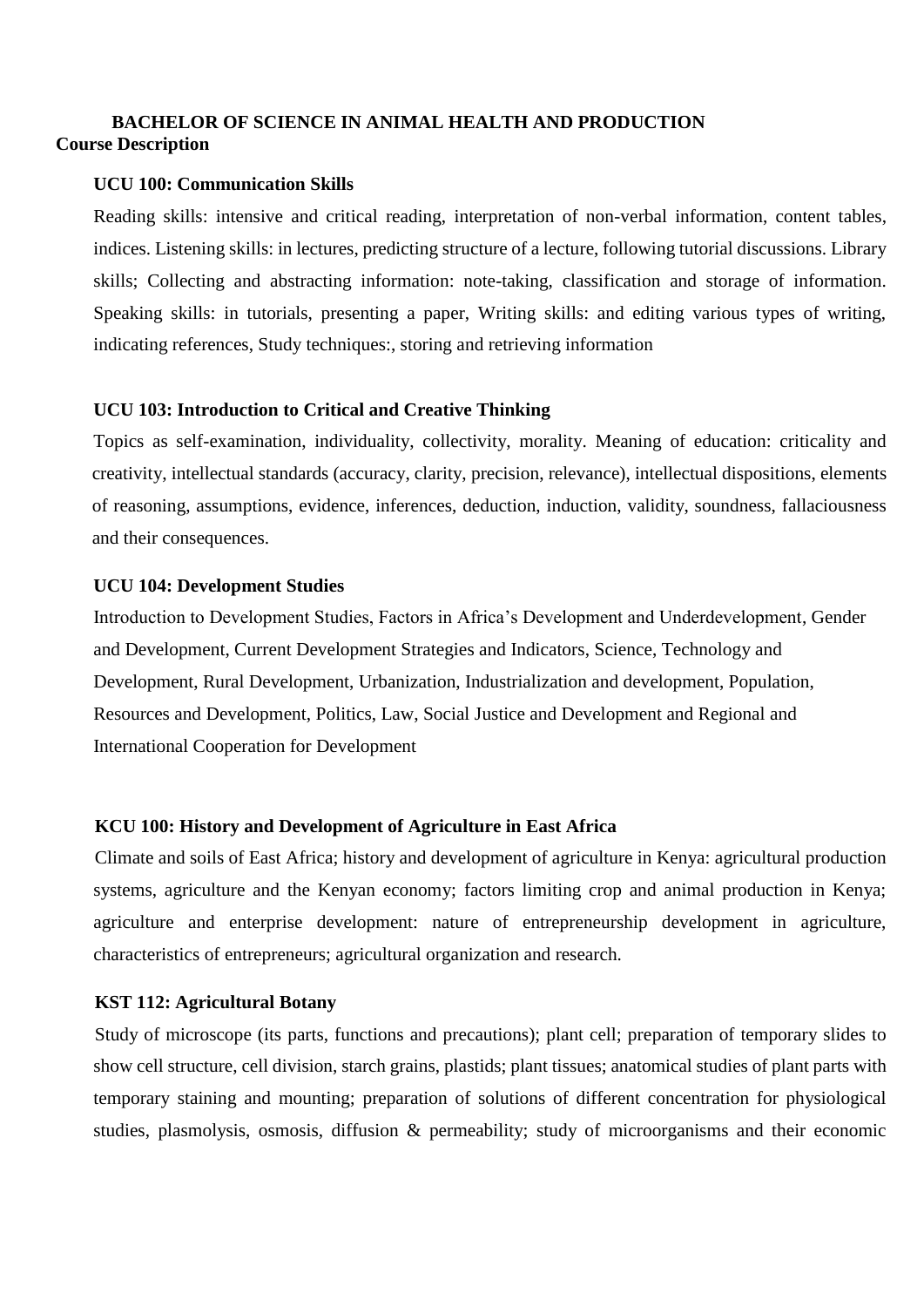# BACHELOR OF SCIENCE IN ANIMAL HEALTH AND PRODUCTION

## Course Description

### UCU 100: Communication Skills

Reading skills: intensive and critical reading, interpretation of non-verbal information, content tables, indices. Listening skills: in lectures, predicting structure of a lecture, following tutorial discussions. Library skills; Collecting and abstracting information: note-taking, classification and storage of information. Speaking skills: in tutorials, presenting a paper, Writing skills: and editing various types of writing, indicating references, Study techniques:, storing and retrieving information

### UCU 103: Introduction to Critical and Creative Thinking

Topics as self-examination, individuality, collectivity, morality. Meaning of education: criticality and creativity, intellectual standards (accuracy, clarity, precision, relevance), intellectual dispositions, elements of reasoning, assumptions, evidence, inferences, deduction, induction, validity, soundness, fallaciousness and their consequences.

### UCU 104: Development Studies

Introduction to Development Studies, Factors in Africa's Development and Underdevelopment, Gender and Development, Current Development Strategies and Indicators, Science, Technology and Development, Rural Development, Urbanization, Industrialization and development, Population, Resources and Development, Politics, Law, Social Justice and Development and Regional and International Cooperation for Development

### KCU 100: History and Development of Agriculture in East Africa

Climate and soils of East Africa; history and development of agriculture in Kenya: agricultural production systems, agriculture and the Kenyan economy; factors limiting crop and animal production in Kenya; agriculture and enterprise development: nature of entrepreneurship development in agriculture, characteristics of entrepreneurs; agricultural organization and research.

### KST 112: Agricultural Botany

Study of microscope (its parts, functions and precautions); plant cell; preparation of temporary slides to show cell structure, cell division, starch grains, plastids; plant tissues; anatomical studies of plant parts with temporary staining and mounting; preparation of solutions of different concentration for physiological studies, plasmolysis, osmosis, diffusion & permeability; study of microorganisms and their economic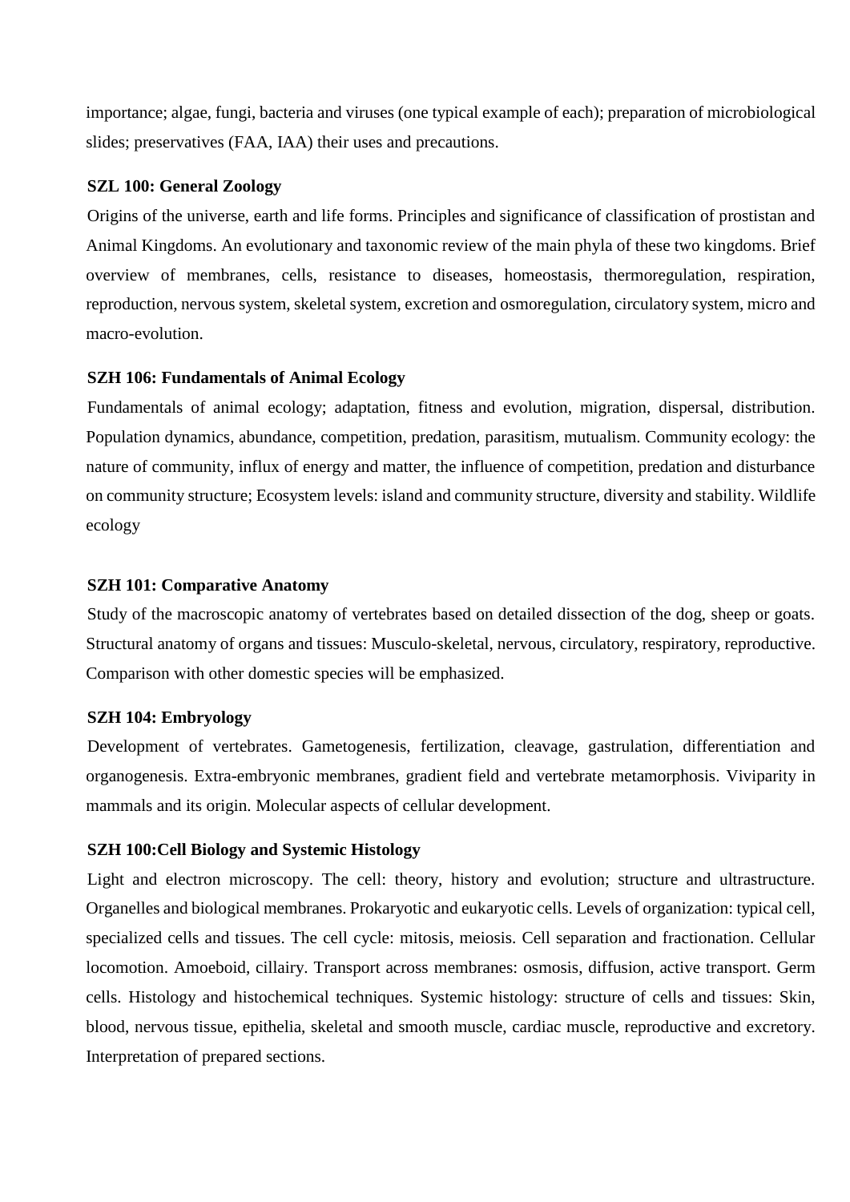importance; algae, fungi, bacteria and viruses (one typical example of each); preparation of microbiological slides; preservatives (FAA, IAA) their uses and precautions.

**SZL 100: General Zoology**

Origins of the universe, earth and life forms. Principles and significance of classification of prostistan and Animal Kingdoms. An evolutionary and taxonomic review of the main phyla of these two kingdoms. Brief overview of membranes, cells, resistance to diseases, homeostasis, thermoregulation, respiration, reproduction, nervous system, skeletal system, excretion and osmoregulation, circulatory system, micro and macro-evolution.

**SZH 106: Fundamentals of Animal Ecology**

Fundamentals of animal ecology; adaptation, fitness and evolution, migration, dispersal, distribution. Population dynamics, abundance, competition, predation, parasitism, mutualism. Community ecology: the nature of community, influx of energy and matter, the influence of competition, predation and disturbance on community structure; Ecosystem levels: island and community structure, diversity and stability. Wildlife ecology

**SZH 101: Comparative Anatomy**

Study of the macroscopic anatomy of vertebrates based on detailed dissection of the dog, sheep or goats. Structural anatomy of organs and tissues: Musculo-skeletal, nervous, circulatory, respiratory, reproductive. Comparison with other domestic species will be emphasized.

**SZH 104: Embryology**

Development of vertebrates. Gametogenesis, fertilization, cleavage, gastrulation, differentiation and organogenesis. Extra-embryonic membranes, gradient field and vertebrate metamorphosis. Viviparity in mammals and its origin. Molecular aspects of cellular development.

**SZH 100:Cell Biology and Systemic Histology**

Light and electron microscopy. The cell: theory, history and evolution; structure and ultrastructure. Organelles and biological membranes. Prokaryotic and eukaryotic cells. Levels of organization: typical cell, specialized cells and tissues. The cell cycle: mitosis, meiosis. Cell separation and fractionation. Cellular locomotion. Amoeboid, cillairy. Transport across membranes: osmosis, diffusion, active transport. Germ cells. Histology and histochemical techniques. Systemic histology: structure of cells and tissues: Skin, blood, nervous tissue, epithelia, skeletal and smooth muscle, cardiac muscle, reproductive and excretory. Interpretation of prepared sections.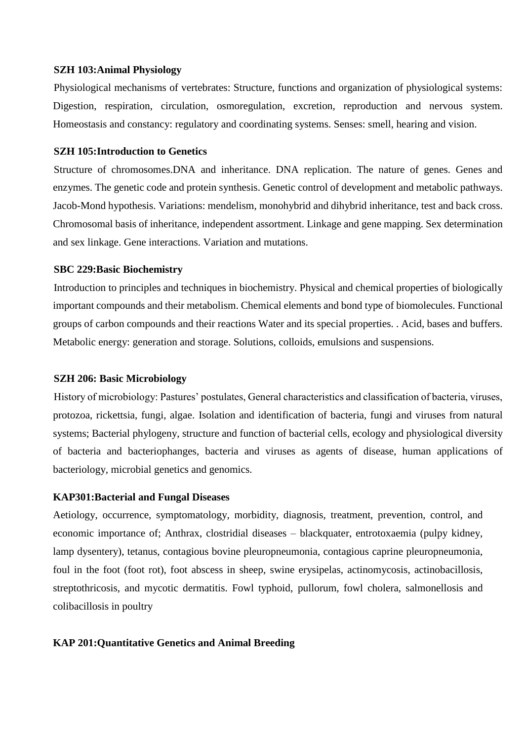**SZH 103:Animal Physiology**

Physiological mechanisms of vertebrates: Structure, functions and organization of physiological systems: Digestion, respiration, circulation, osmoregulation, excretion, reproduction and nervous system. Homeostasis and constancy: regulatory and coordinating systems. Senses: smell, hearing and vision.

**SZH 105:Introduction to Genetics**

Structure of chromosomes.DNA and inheritance. DNA replication. The nature of genes. Genes and enzymes. The genetic code and protein synthesis. Genetic control of development and metabolic pathways. Jacob-Mond hypothesis. Variations: mendelism, monohybrid and dihybrid inheritance, test and back cross. Chromosomal basis of inheritance, independent assortment. Linkage and gene mapping. Sex determination and sex linkage. Gene interactions. Variation and mutations.

**SBC 229:Basic Biochemistry**

Introduction to principles and techniques in biochemistry. Physical and chemical properties of biologically important compounds and their metabolism. Chemical elements and bond type of biomolecules. Functional groups of carbon compounds and their reactions Water and its special properties. . Acid, bases and buffers. Metabolic energy: generation and storage. Solutions, colloids, emulsions and suspensions.

**SZH 206: Basic Microbiology**

History of microbiology: Pastures' postulates, General characteristics and classification of bacteria, viruses, protozoa, rickettsia, fungi, algae. Isolation and identification of bacteria, fungi and viruses from natural systems; Bacterial phylogeny, structure and function of bacterial cells, ecology and physiological diversity of bacteria and bacteriophanges, bacteria and viruses as agents of disease, human applications of bacteriology, microbial genetics and genomics.

**KAP301:Bacterial and Fungal Diseases**

Aetiology, occurrence, symptomatology, morbidity, diagnosis, treatment, prevention, control, and economic importance of; Anthrax, clostridial diseases – blackquater, entrotoxaemia (pulpy kidney, lamp dysentery), tetanus, contagious bovine pleuropneumonia, contagious caprine pleuropneumonia, foul in the foot (foot rot), foot abscess in sheep, swine erysipelas, actinomycosis, actinobacillosis, streptothricosis, and mycotic dermatitis. Fowl typhoid, pullorum, fowl cholera, salmonellosis and colibacillosis in poultry

**KAP 201:Quantitative Genetics and Animal Breeding**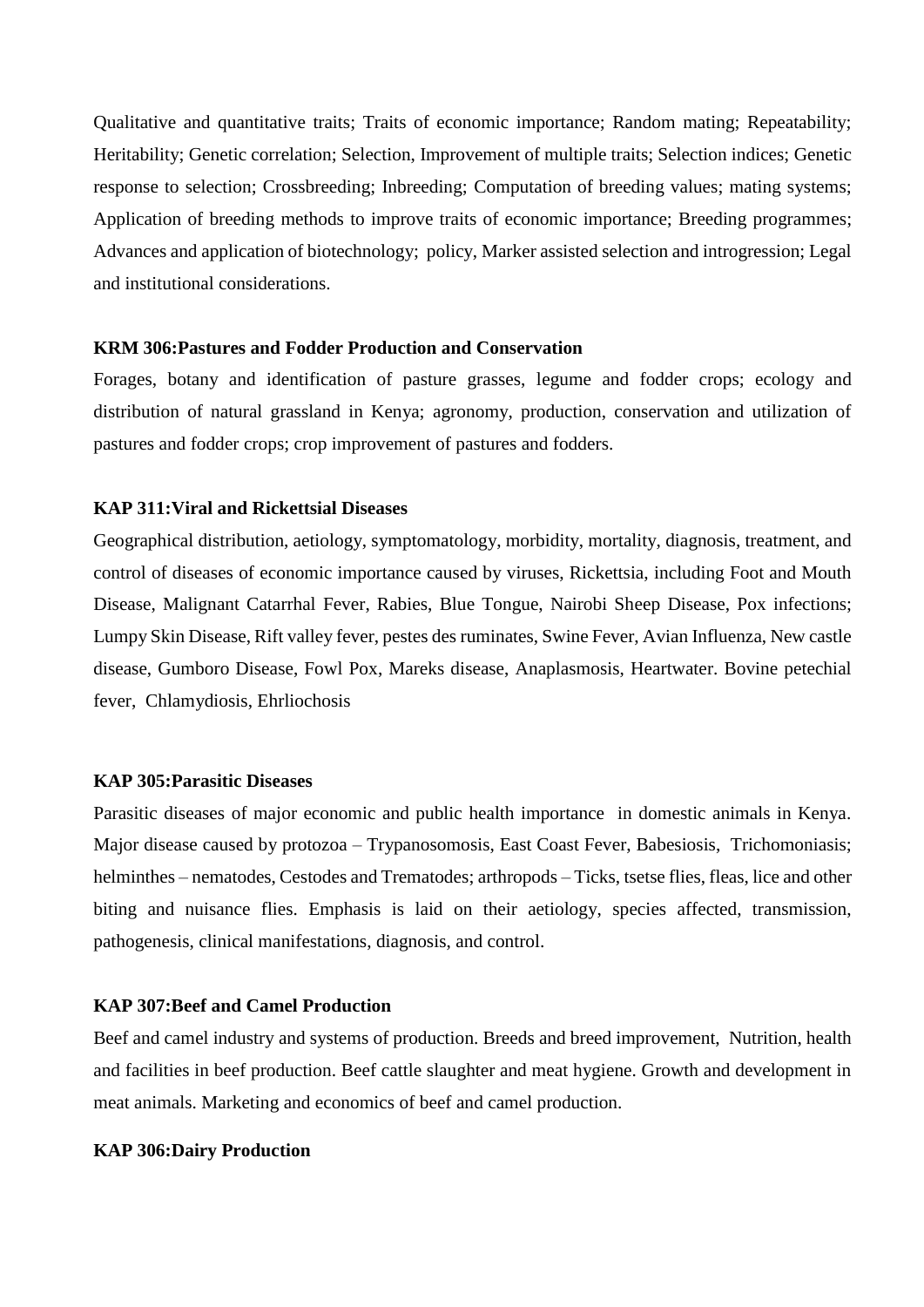Qualitative and quantitative traits; Traits of economic importance; Random mating; Repeatability; Heritability; Genetic correlation; Selection, Improvement of multiple traits; Selection indices; Genetic response to selection; Crossbreeding; Inbreeding; Computation of breeding values; mating systems; Application of breeding methods to improve traits of economic importance; Breeding programmes; Advances and application of biotechnology; policy, Marker assisted selection and introgression; Legal and institutional considerations.

**KRM 306:Pastures and Fodder Production and Conservation**

Forages, botany and identification of pasture grasses, legume and fodder crops; ecology and distribution of natural grassland in Kenya; agronomy, production, conservation and utilization of pastures and fodder crops; crop improvement of pastures and fodders.

**KAP 311:Viral and Rickettsial Diseases**

Geographical distribution, aetiology, symptomatology, morbidity, mortality, diagnosis, treatment, and control of diseases of economic importance caused by viruses, Rickettsia, including Foot and Mouth Disease, Malignant Catarrhal Fever, Rabies, Blue Tongue, Nairobi Sheep Disease, Pox infections; Lumpy Skin Disease, Rift valley fever, pestes des ruminates, Swine Fever, Avian Influenza, New castle disease, Gumboro Disease, Fowl Pox, Mareks disease, Anaplasmosis, Heartwater. Bovine petechial fever, Chlamydiosis, Ehrliochosis

**KAP 305:Parasitic Diseases**

Parasitic diseases of major economic and public health importance in domestic animals in Kenya. Major disease caused by protozoa – Trypanosomosis, East Coast Fever, Babesiosis, Trichomoniasis; helminthes – nematodes, Cestodes and Trematodes; arthropods – Ticks, tsetse flies, fleas, lice and other biting and nuisance flies. Emphasis is laid on their aetiology, species affected, transmission, pathogenesis, clinical manifestations, diagnosis, and control.

**KAP 307:Beef and Camel Production**

Beef and camel industry and systems of production. Breeds and breed improvement, Nutrition, health and facilities in beef production. Beef cattle slaughter and meat hygiene. Growth and development in meat animals. Marketing and economics of beef and camel production.

**KAP 306:Dairy Production**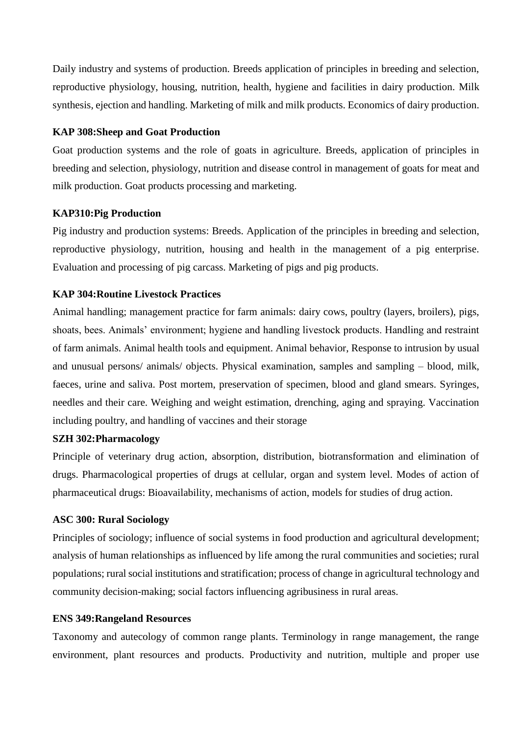Daily industry and systems of production. Breeds application of principles in breeding and selection, reproductive physiology, housing, nutrition, health, hygiene and facilities in dairy production. Milk synthesis, ejection and handling. Marketing of milk and milk products. Economics of dairy production.

**KAP 308:Sheep and Goat Production**

Goat production systems and the role of goats in agriculture. Breeds, application of principles in breeding and selection, physiology, nutrition and disease control in management of goats for meat and milk production. Goat products processing and marketing.

**KAP310:Pig Production**

Pig industry and production systems: Breeds. Application of the principles in breeding and selection, reproductive physiology, nutrition, housing and health in the management of a pig enterprise. Evaluation and processing of pig carcass. Marketing of pigs and pig products.

**KAP 304:Routine Livestock Practices**

Animal handling; management practice for farm animals: dairy cows, poultry (layers, broilers), pigs, shoats, bees. Animals' environment; hygiene and handling livestock products. Handling and restraint of farm animals. Animal health tools and equipment. Animal behavior, Response to intrusion by usual and unusual persons/ animals/ objects. Physical examination, samples and sampling – blood, milk, faeces, urine and saliva. Post mortem, preservation of specimen, blood and gland smears. Syringes, needles and their care. Weighing and weight estimation, drenching, aging and spraying. Vaccination including poultry, and handling of vaccines and their storage

**SZH 302:Pharmacology**

Principle of veterinary drug action, absorption, distribution, biotransformation and elimination of drugs. Pharmacological properties of drugs at cellular, organ and system level. Modes of action of pharmaceutical drugs: Bioavailability, mechanisms of action, models for studies of drug action.

**ASC 300: Rural Sociology**

Principles of sociology; influence of social systems in food production and agricultural development; analysis of human relationships as influenced by life among the rural communities and societies; rural populations; rural social institutions and stratification; process of change in agricultural technology and community decision-making; social factors influencing agribusiness in rural areas.

**ENS 349:Rangeland Resources**

Taxonomy and autecology of common range plants. Terminology in range management, the range environment, plant resources and products. Productivity and nutrition, multiple and proper use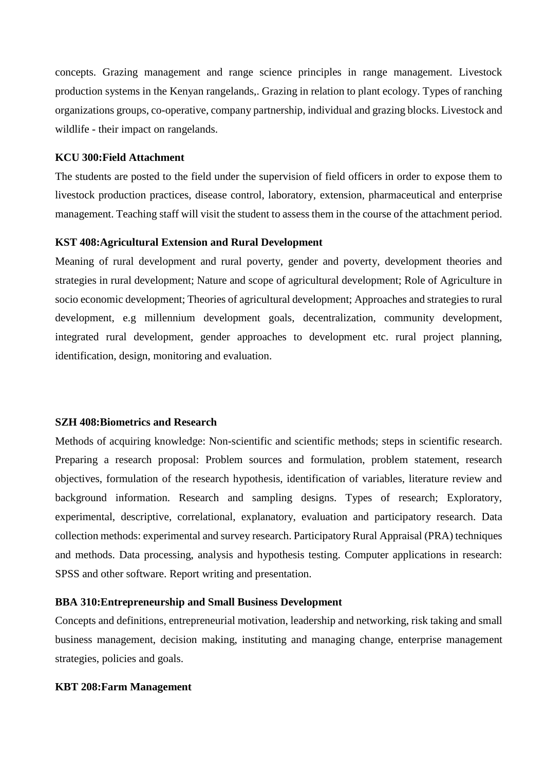concepts. Grazing management and range science principles in range management. Livestock production systems in the Kenyan rangelands,. Grazing in relation to plant ecology. Types of ranching organizations groups, co-operative, company partnership, individual and grazing blocks. Livestock and wildlife - their impact on rangelands.

**KCU 300:Field Attachment**

The students are posted to the field under the supervision of field officers in order to expose them to livestock production practices, disease control, laboratory, extension, pharmaceutical and enterprise management. Teaching staff will visit the student to assess them in the course of the attachment period.

**KST 408:Agricultural Extension and Rural Development**

Meaning of rural development and rural poverty, gender and poverty, development theories and strategies in rural development; Nature and scope of agricultural development; Role of Agriculture in socio economic development; Theories of agricultural development; Approaches and strategies to rural development, e.g millennium development goals, decentralization, community development, integrated rural development, gender approaches to development etc. rural project planning, identification, design, monitoring and evaluation.

**SZH 408:Biometrics and Research**

Methods of acquiring knowledge: Non-scientific and scientific methods; steps in scientific research. Preparing a research proposal: Problem sources and formulation, problem statement, research objectives, formulation of the research hypothesis, identification of variables, literature review and background information. Research and sampling designs. Types of research; Exploratory, experimental, descriptive, correlational, explanatory, evaluation and participatory research. Data collection methods: experimental and survey research. Participatory Rural Appraisal (PRA) techniques and methods. Data processing, analysis and hypothesis testing. Computer applications in research: SPSS and other software. Report writing and presentation.

**BBA 310:Entrepreneurship and Small Business Development**

Concepts and definitions, entrepreneurial motivation, leadership and networking, risk taking and small business management, decision making, instituting and managing change, enterprise management strategies, policies and goals.

**KBT 208:Farm Management**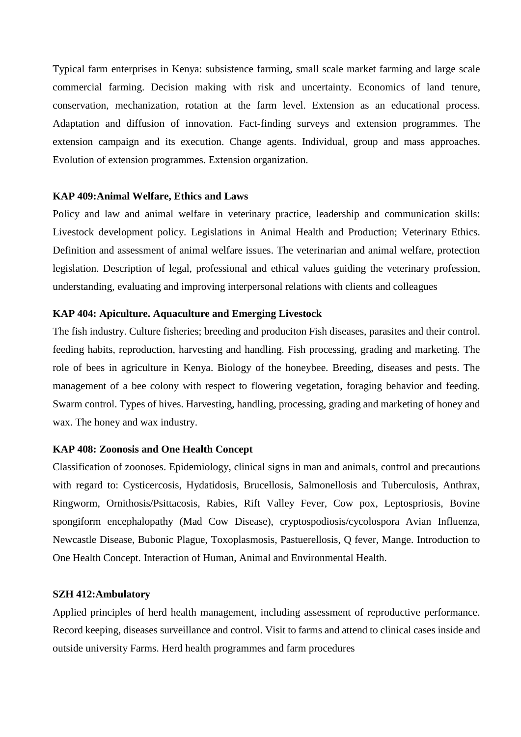Typical farm enterprises in Kenya: subsistence farming, small scale market farming and large scale commercial farming. Decision making with risk and uncertainty. Economics of land tenure, conservation, mechanization, rotation at the farm level. Extension as an educational process. Adaptation and diffusion of innovation. Fact-finding surveys and extension programmes. The extension campaign and its execution. Change agents. Individual, group and mass approaches. Evolution of extension programmes. Extension organization.

**KAP 409:Animal Welfare, Ethics and Laws**

Policy and law and animal welfare in veterinary practice, leadership and communication skills: Livestock development policy. Legislations in Animal Health and Production; Veterinary Ethics. Definition and assessment of animal welfare issues. The veterinarian and animal welfare, protection legislation. Description of legal, professional and ethical values guiding the veterinary profession, understanding, evaluating and improving interpersonal relations with clients and colleagues

**KAP 404: Apiculture. Aquaculture and Emerging Livestock**

The fish industry. Culture fisheries; breeding and produciton Fish diseases, parasites and their control. feeding habits, reproduction, harvesting and handling. Fish processing, grading and marketing. The role of bees in agriculture in Kenya. Biology of the honeybee. Breeding, diseases and pests. The management of a bee colony with respect to flowering vegetation, foraging behavior and feeding. Swarm control. Types of hives. Harvesting, handling, processing, grading and marketing of honey and wax. The honey and wax industry.

**KAP 408: Zoonosis and One Health Concept**

Classification of zoonoses. Epidemiology, clinical signs in man and animals, control and precautions with regard to: Cysticercosis, Hydatidosis, Brucellosis, Salmonellosis and Tuberculosis, Anthrax, Ringworm, Ornithosis/Psittacosis, Rabies, Rift Valley Fever, Cow pox, Leptospriosis, Bovine spongiform encephalopathy (Mad Cow Disease), cryptospodiosis/cycolospora Avian Influenza, Newcastle Disease, Bubonic Plague, Toxoplasmosis, Pastuerellosis, Q fever, Mange. Introduction to One Health Concept. Interaction of Human, Animal and Environmental Health.

**SZH 412:Ambulatory**

Applied principles of herd health management, including assessment of reproductive performance. Record keeping, diseases surveillance and control. Visit to farms and attend to clinical cases inside and outside university Farms. Herd health programmes and farm procedures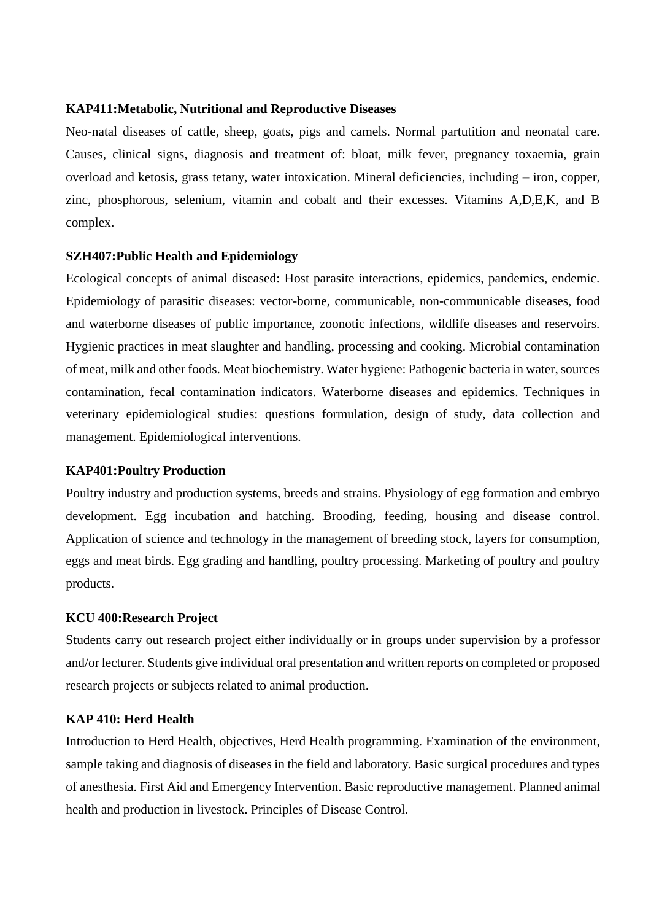**KAP411:Metabolic, Nutritional and Reproductive Diseases**

Neo-natal diseases of cattle, sheep, goats, pigs and camels. Normal partutition and neonatal care. Causes, clinical signs, diagnosis and treatment of: bloat, milk fever, pregnancy toxaemia, grain overload and ketosis, grass tetany, water intoxication. Mineral deficiencies, including – iron, copper, zinc, phosphorous, selenium, vitamin and cobalt and their excesses. Vitamins A,D,E,K, and B complex.

**SZH407:Public Health and Epidemiology**

Ecological concepts of animal diseased: Host parasite interactions, epidemics, pandemics, endemic. Epidemiology of parasitic diseases: vector-borne, communicable, non-communicable diseases, food and waterborne diseases of public importance, zoonotic infections, wildlife diseases and reservoirs. Hygienic practices in meat slaughter and handling, processing and cooking. Microbial contamination of meat, milk and other foods. Meat biochemistry. Water hygiene: Pathogenic bacteria in water, sources contamination, fecal contamination indicators. Waterborne diseases and epidemics. Techniques in veterinary epidemiological studies: questions formulation, design of study, data collection and management. Epidemiological interventions.

**KAP401:Poultry Production**

Poultry industry and production systems, breeds and strains. Physiology of egg formation and embryo development. Egg incubation and hatching. Brooding, feeding, housing and disease control. Application of science and technology in the management of breeding stock, layers for consumption, eggs and meat birds. Egg grading and handling, poultry processing. Marketing of poultry and poultry products.

**KCU 400:Research Project**

Students carry out research project either individually or in groups under supervision by a professor and/or lecturer. Students give individual oral presentation and written reports on completed or proposed research projects or subjects related to animal production.

**KAP 410: Herd Health**

Introduction to Herd Health, objectives, Herd Health programming. Examination of the environment, sample taking and diagnosis of diseases in the field and laboratory. Basic surgical procedures and types of anesthesia. First Aid and Emergency Intervention. Basic reproductive management. Planned animal health and production in livestock. Principles of Disease Control.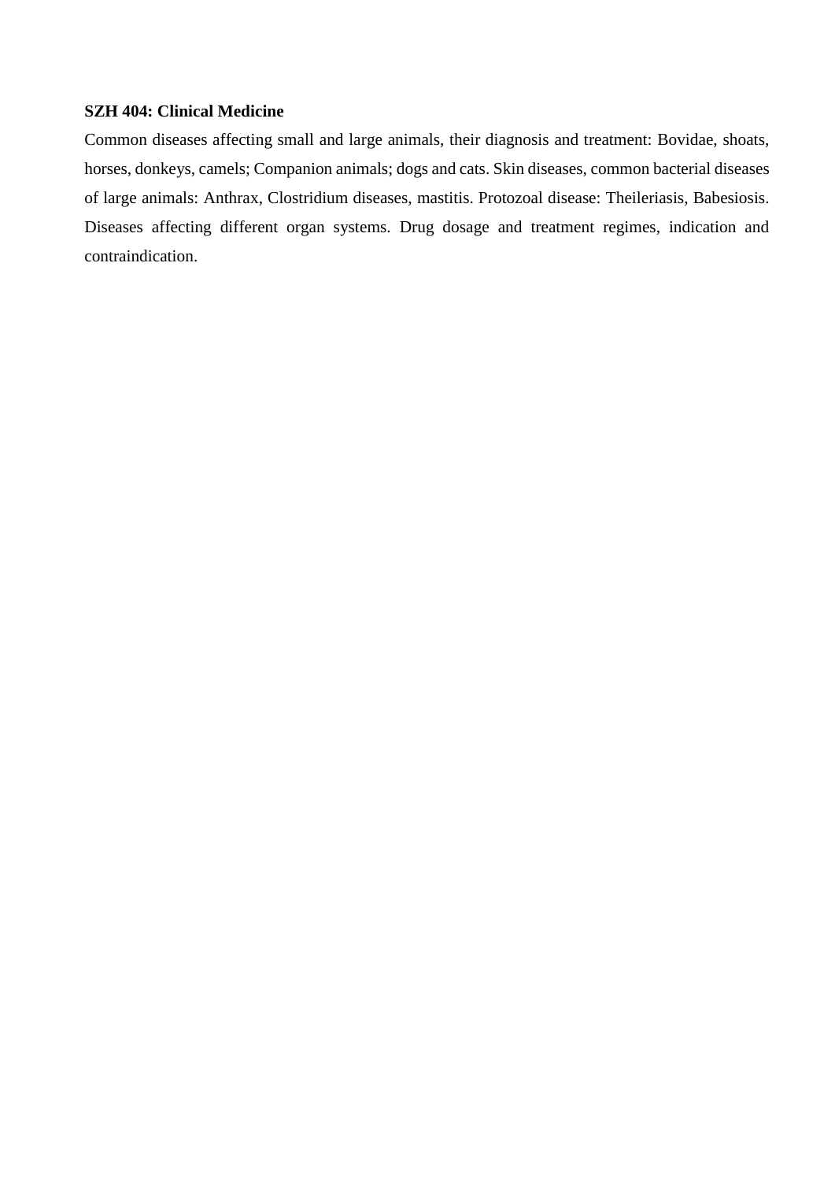**SZH 404: Clinical Medicine**

Common diseases affecting small and large animals, their diagnosis and treatment: Bovidae, shoats, horses, donkeys, camels; Companion animals; dogs and cats. Skin diseases, common bacterial diseases of large animals: Anthrax, Clostridium diseases, mastitis. Protozoal disease: Theileriasis, Babesiosis. Diseases affecting different organ systems. Drug dosage and treatment regimes, indication and contraindication.